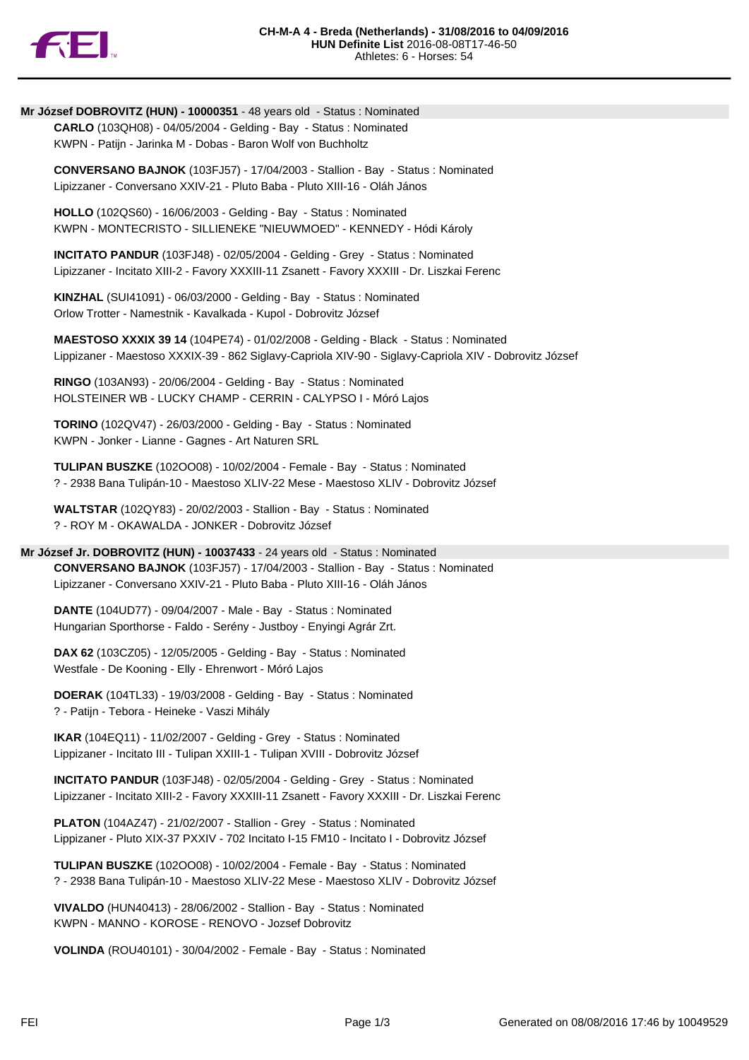# CH-M-A 4 - Breda (Netherlands) - 31/08/2016 to 04/09/2016

**HUN Definite List** 2016-08-08T17-46-50

Athletes: 6 - Horses: 54

**Mr József DOBROVITZ (HUN) - 10000351** - 48 years old - Status : Nominated

**CARLO** (103QH08) - 04/05/2004 - Gelding - Bay - Status : Nominated
KWPN - Patijn - Jarinka M - Dobas - Baron Wolf von Buchholtz

**CONVERSANO BAJNOK** (103FJ57) - 17/04/2003 - Stallion - Bay - Status : Nominated
Lipizzaner - Conversano XXIV-21 - Pluto Baba - Pluto XIII-16 - Oláh János

**HOLLO** (102QS60) - 16/06/2003 - Gelding - Bay - Status : Nominated
KWPN - MONTECRISTO - SILLIENEKE "NIEUWMOED" - KENNEDY - Hódi Károly

**INCITATO PANDUR** (103FJ48) - 02/05/2004 - Gelding - Grey - Status : Nominated
Lipizzaner - Incitato XIII-2 - Favory XXXIII-11 Zsanett - Favory XXXIII - Dr. Liszkai Ferenc

**KINZHAL** (SUI41091) - 06/03/2000 - Gelding - Bay - Status : Nominated
Orlow Trotter - Namestnik - Kavalkada - Kupol - Dobrovitz József

**MAESTOSO XXXIX 39 14** (104PE74) - 01/02/2008 - Gelding - Black - Status : Nominated
Lippizaner - Maestoso XXXIX-39 - 862 Siglavy-Capriola XIV-90 - Siglavy-Capriola XIV - Dobrovitz József

**RINGO** (103AN93) - 20/06/2004 - Gelding - Bay - Status : Nominated
HOLSTEINER WB - LUCKY CHAMP - CERRIN - CALYPSO I - Móró Lajos

**TORINO** (102QV47) - 26/03/2000 - Gelding - Bay - Status : Nominated
KWPN - Jonker - Lianne - Gagnes - Art Naturen SRL

**TULIPAN BUSZKE** (102OO08) - 10/02/2004 - Female - Bay - Status : Nominated
? - 2938 Bana Tulipán-10 - Maestoso XLIV-22 Mese - Maestoso XLIV - Dobrovitz József

**WALTSTAR** (102QY83) - 20/02/2003 - Stallion - Bay - Status : Nominated
? - ROY M - OKAWALDA - JONKER - Dobrovitz József

**Mr József Jr. DOBROVITZ (HUN) - 10037433** - 24 years old - Status : Nominated

**CONVERSANO BAJNOK** (103FJ57) - 17/04/2003 - Stallion - Bay - Status : Nominated
Lipizzaner - Conversano XXIV-21 - Pluto Baba - Pluto XIII-16 - Oláh János

**DANTE** (104UD77) - 09/04/2007 - Male - Bay - Status : Nominated
Hungarian Sporthorse - Faldo - Serény - Justboy - Enyingi Agrár Zrt.

**DAX 62** (103CZ05) - 12/05/2005 - Gelding - Bay - Status : Nominated
Westfale - De Kooning - Elly - Ehrenwort - Móró Lajos

**DOERAK** (104TL33) - 19/03/2008 - Gelding - Bay - Status : Nominated
? - Patijn - Tebora - Heineke - Vaszi Mihály

**IKAR** (104EQ11) - 11/02/2007 - Gelding - Grey - Status : Nominated
Lippizaner - Incitato III - Tulipan XXIII-1 - Tulipan XVIII - Dobrovitz József

**INCITATO PANDUR** (103FJ48) - 02/05/2004 - Gelding - Grey - Status : Nominated
Lipizzaner - Incitato XIII-2 - Favory XXXIII-11 Zsanett - Favory XXXIII - Dr. Liszkai Ferenc

**PLATON** (104AZ47) - 21/02/2007 - Stallion - Grey - Status : Nominated
Lippizaner - Pluto XIX-37 PXXIV - 702 Incitato I-15 FM10 - Incitato I - Dobrovitz József

**TULIPAN BUSZKE** (102OO08) - 10/02/2004 - Female - Bay - Status : Nominated
? - 2938 Bana Tulipán-10 - Maestoso XLIV-22 Mese - Maestoso XLIV - Dobrovitz József

**VIVALDO** (HUN40413) - 28/06/2002 - Stallion - Bay - Status : Nominated
KWPN - MANNO - KOROSE - RENOVO - Jozsef Dobrovitz

**VOLINDA** (ROU40101) - 30/04/2002 - Female - Bay - Status : Nominated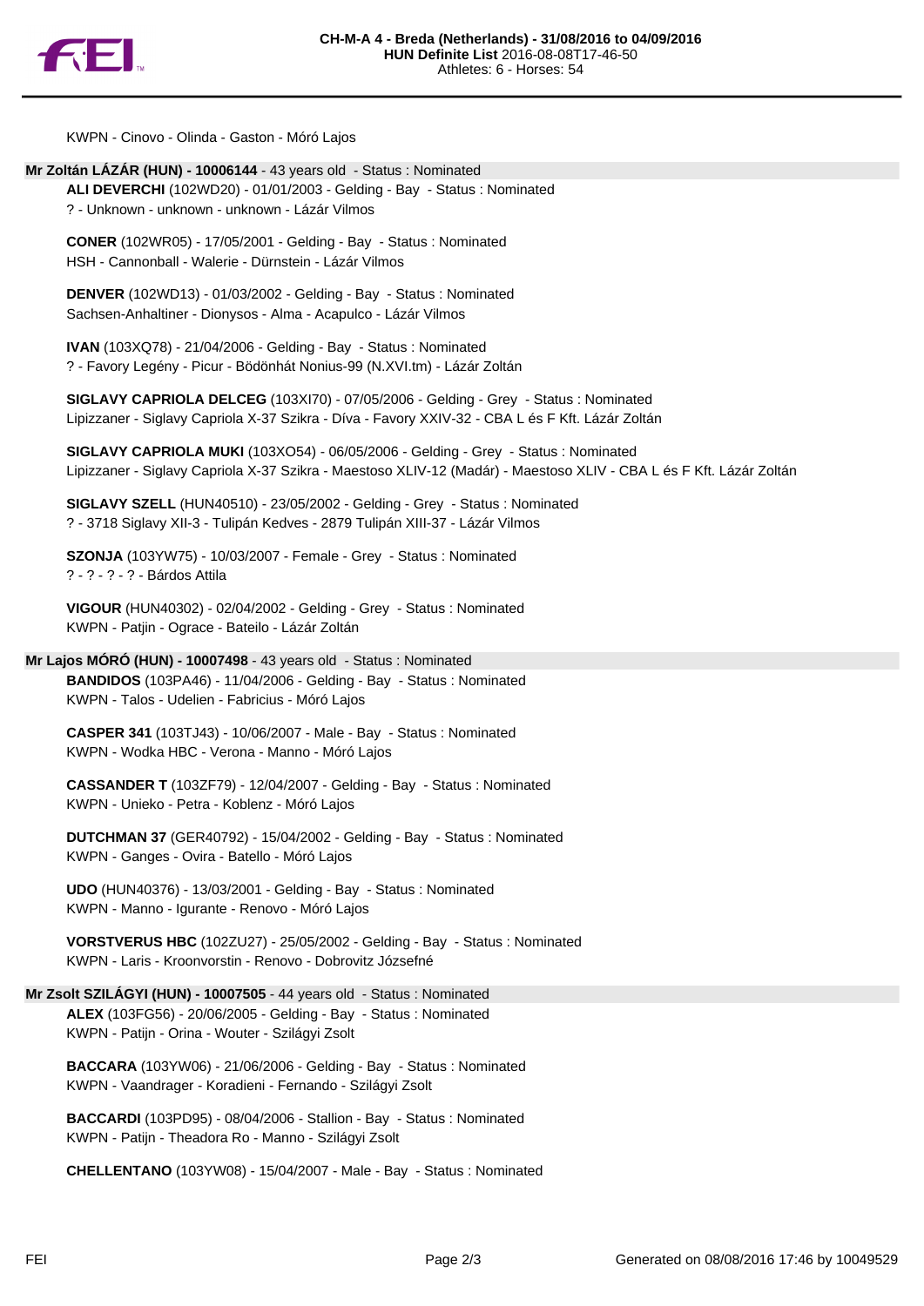KWPN - Cinovo - Olinda - Gaston - Móró Lajos

**Mr Zoltán LÁZÁR (HUN) - 10006144** - 43 years old - Status : Nominated

**ALI DEVERCHI** (102WD20) - 01/01/2003 - Gelding - Bay - Status : Nominated
? - Unknown - unknown - unknown - Lázár Vilmos

**CONER** (102WR05) - 17/05/2001 - Gelding - Bay - Status : Nominated
HSH - Cannonball - Walerie - Dürnstein - Lázár Vilmos

**DENVER** (102WD13) - 01/03/2002 - Gelding - Bay - Status : Nominated
Sachsen-Anhaltiner - Dionysos - Alma - Acapulco - Lázár Vilmos

**IVAN** (103XQ78) - 21/04/2006 - Gelding - Bay - Status : Nominated
? - Favory Legény - Picur - Bödönhát Nonius-99 (N.XVI.tm) - Lázár Zoltán

**SIGLAVY CAPRIOLA DELCEG** (103XI70) - 07/05/2006 - Gelding - Grey - Status : Nominated
Lipizzaner - Siglavy Capriola X-37 Szikra - Díva - Favory XXIV-32 - CBA L és F Kft. Lázár Zoltán

**SIGLAVY CAPRIOLA MUKI** (103XO54) - 06/05/2006 - Gelding - Grey - Status : Nominated
Lipizzaner - Siglavy Capriola X-37 Szikra - Maestoso XLIV-12 (Madár) - Maestoso XLIV - CBA L és F Kft. Lázár Zoltán

**SIGLAVY SZELL** (HUN40510) - 23/05/2002 - Gelding - Grey - Status : Nominated
? - 3718 Siglavy XII-3 - Tulipán Kedves - 2879 Tulipán XIII-37 - Lázár Vilmos

**SZONJA** (103YW75) - 10/03/2007 - Female - Grey - Status : Nominated
? - ? - ? - ? - Bárdos Attila

**VIGOUR** (HUN40302) - 02/04/2002 - Gelding - Grey - Status : Nominated
KWPN - Patjin - Ograce - Bateilo - Lázár Zoltán

**Mr Lajos MÓRÓ (HUN) - 10007498** - 43 years old - Status : Nominated

**BANDIDOS** (103PA46) - 11/04/2006 - Gelding - Bay - Status : Nominated
KWPN - Talos - Udelien - Fabricius - Móró Lajos

**CASPER 341** (103TJ43) - 10/06/2007 - Male - Bay - Status : Nominated
KWPN - Wodka HBC - Verona - Manno - Móró Lajos

**CASSANDER T** (103ZF79) - 12/04/2007 - Gelding - Bay - Status : Nominated
KWPN - Unieko - Petra - Koblenz - Móró Lajos

**DUTCHMAN 37** (GER40792) - 15/04/2002 - Gelding - Bay - Status : Nominated
KWPN - Ganges - Ovira - Batello - Móró Lajos

**UDO** (HUN40376) - 13/03/2001 - Gelding - Bay - Status : Nominated
KWPN - Manno - Igurante - Renovo - Móró Lajos

**VORSTVERUS HBC** (102ZU27) - 25/05/2002 - Gelding - Bay - Status : Nominated
KWPN - Laris - Kroonvorstin - Renovo - Dobrovitz Józsefné

**Mr Zsolt SZILÁGYI (HUN) - 10007505** - 44 years old - Status : Nominated

**ALEX** (103FG56) - 20/06/2005 - Gelding - Bay - Status : Nominated
KWPN - Patijn - Orina - Wouter - Szilágyi Zsolt

**BACCARA** (103YW06) - 21/06/2006 - Gelding - Bay - Status : Nominated
KWPN - Vaandrager - Koradieni - Fernando - Szilágyi Zsolt

**BACCARDI** (103PD95) - 08/04/2006 - Stallion - Bay - Status : Nominated
KWPN - Patijn - Theadora Ro - Manno - Szilágyi Zsolt

**CHELLENTANO** (103YW08) - 15/04/2007 - Male - Bay - Status : Nominated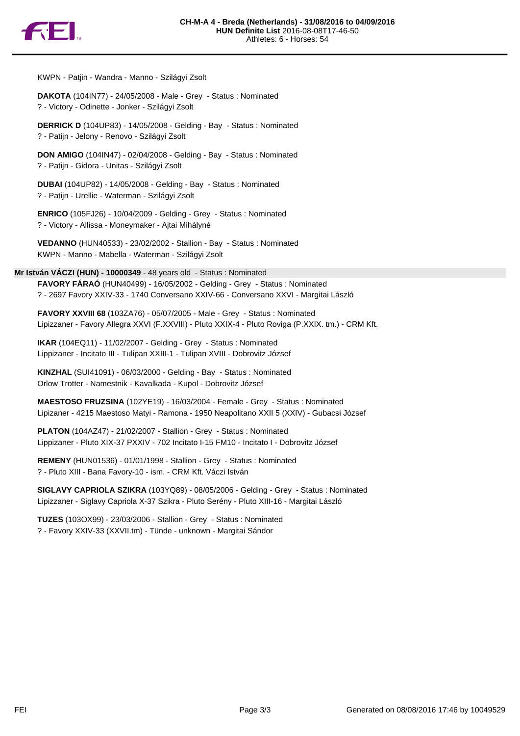KWPN - Patjin - Wandra - Manno - Szilágyi Zsolt

**DAKOTA** (104IN77) - 24/05/2008 - Male - Grey - Status : Nominated
? - Victory - Odinette - Jonker - Szilágyi Zsolt

**DERRICK D** (104UP83) - 14/05/2008 - Gelding - Bay - Status : Nominated
? - Patijn - Jelony - Renovo - Szilágyi Zsolt

**DON AMIGO** (104IN47) - 02/04/2008 - Gelding - Bay - Status : Nominated
? - Patijn - Gidora - Unitas - Szilágyi Zsolt

**DUBAI** (104UP82) - 14/05/2008 - Gelding - Bay - Status : Nominated
? - Patijn - Urellie - Waterman - Szilágyi Zsolt

**ENRICO** (105FJ26) - 10/04/2009 - Gelding - Grey - Status : Nominated
? - Victory - Allissa - Moneymaker - Ajtai Mihályné

**VEDANNO** (HUN40533) - 23/02/2002 - Stallion - Bay - Status : Nominated
KWPN - Manno - Mabella - Waterman - Szilágyi Zsolt

**Mr István VÁCZI (HUN) - 10000349** - 48 years old - Status : Nominated

**FAVORY FÁRAÓ** (HUN40499) - 16/05/2002 - Gelding - Grey - Status : Nominated
? - 2697 Favory XXIV-33 - 1740 Conversano XXIV-66 - Conversano XXVI - Margitai László

**FAVORY XXVIII 68** (103ZA76) - 05/07/2005 - Male - Grey - Status : Nominated
Lipizzaner - Favory Allegra XXVI (F.XXVIII) - Pluto XXIX-4 - Pluto Roviga (P.XXIX. tm.) - CRM Kft.

**IKAR** (104EQ11) - 11/02/2007 - Gelding - Grey - Status : Nominated
Lippizaner - Incitato III - Tulipan XXIII-1 - Tulipan XVIII - Dobrovitz József

**KINZHAL** (SUI41091) - 06/03/2000 - Gelding - Bay - Status : Nominated
Orlow Trotter - Namestnik - Kavalkada - Kupol - Dobrovitz József

**MAESTOSO FRUZSINA** (102YE19) - 16/03/2004 - Female - Grey - Status : Nominated
Lipizaner - 4215 Maestoso Matyi - Ramona - 1950 Neapolitano XXII 5 (XXIV) - Gubacsi József

**PLATON** (104AZ47) - 21/02/2007 - Stallion - Grey - Status : Nominated
Lippizaner - Pluto XIX-37 PXXIV - 702 Incitato I-15 FM10 - Incitato I - Dobrovitz József

**REMENY** (HUN01536) - 01/01/1998 - Stallion - Grey - Status : Nominated
? - Pluto XIII - Bana Favory-10 - ism. - CRM Kft. Váczi István

**SIGLAVY CAPRIOLA SZIKRA** (103YQ89) - 08/05/2006 - Gelding - Grey - Status : Nominated
Lipizzaner - Siglavy Capriola X-37 Szikra - Pluto Serény - Pluto XIII-16 - Margitai László

**TUZES** (103OX99) - 23/03/2006 - Stallion - Grey - Status : Nominated
? - Favory XXIV-33 (XXVII.tm) - Tünde - unknown - Margitai Sándor